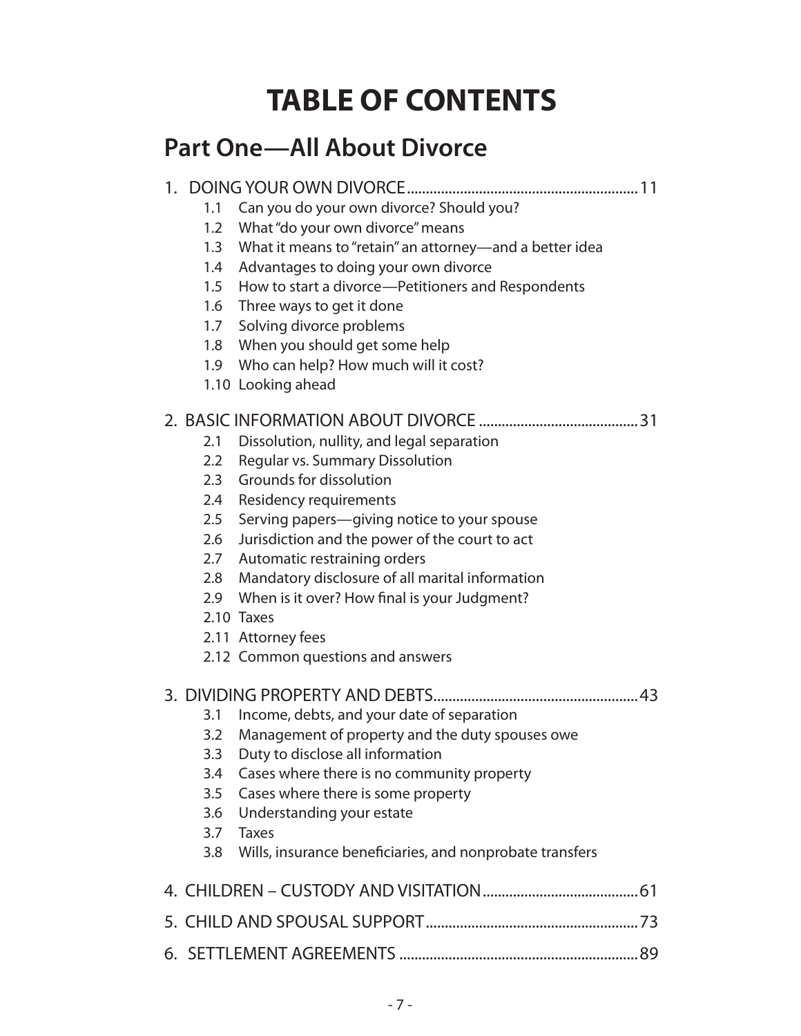# TABLE OF CONTENTS

## Part One—All About Divorce

1. DOING YOUR OWN DIVORCE ........................................................ 11
   - 1.1 Can you do your own divorce? Should you?
   - 1.2 What "do your own divorce" means
   - 1.3 What it means to "retain" an attorney—and a better idea
   - 1.4 Advantages to doing your own divorce
   - 1.5 How to start a divorce—Petitioners and Respondents
   - 1.6 Three ways to get it done
   - 1.7 Solving divorce problems
   - 1.8 When you should get some help
   - 1.9 Who can help? How much will it cost?
   - 1.10 Looking ahead

2. BASIC INFORMATION ABOUT DIVORCE ........................................ 31
   - 2.1 Dissolution, nullity, and legal separation
   - 2.2 Regular vs. Summary Dissolution
   - 2.3 Grounds for dissolution
   - 2.4 Residency requirements
   - 2.5 Serving papers—giving notice to your spouse
   - 2.6 Jurisdiction and the power of the court to act
   - 2.7 Automatic restraining orders
   - 2.8 Mandatory disclosure of all marital information
   - 2.9 When is it over? How final is your Judgment?
   - 2.10 Taxes
   - 2.11 Attorney fees
   - 2.12 Common questions and answers

3. DIVIDING PROPERTY AND DEBTS................................................... 43
   - 3.1 Income, debts, and your date of separation
   - 3.2 Management of property and the duty spouses owe
   - 3.3 Duty to disclose all information
   - 3.4 Cases where there is no community property
   - 3.5 Cases where there is some property
   - 3.6 Understanding your estate
   - 3.7 Taxes
   - 3.8 Wills, insurance beneficiaries, and nonprobate transfers

4. CHILDREN – CUSTODY AND VISITATION ......................................... 61

5. CHILD AND SPOUSAL SUPPORT ..................................................... 73

6. SETTLEMENT AGREEMENTS ............................................................ 89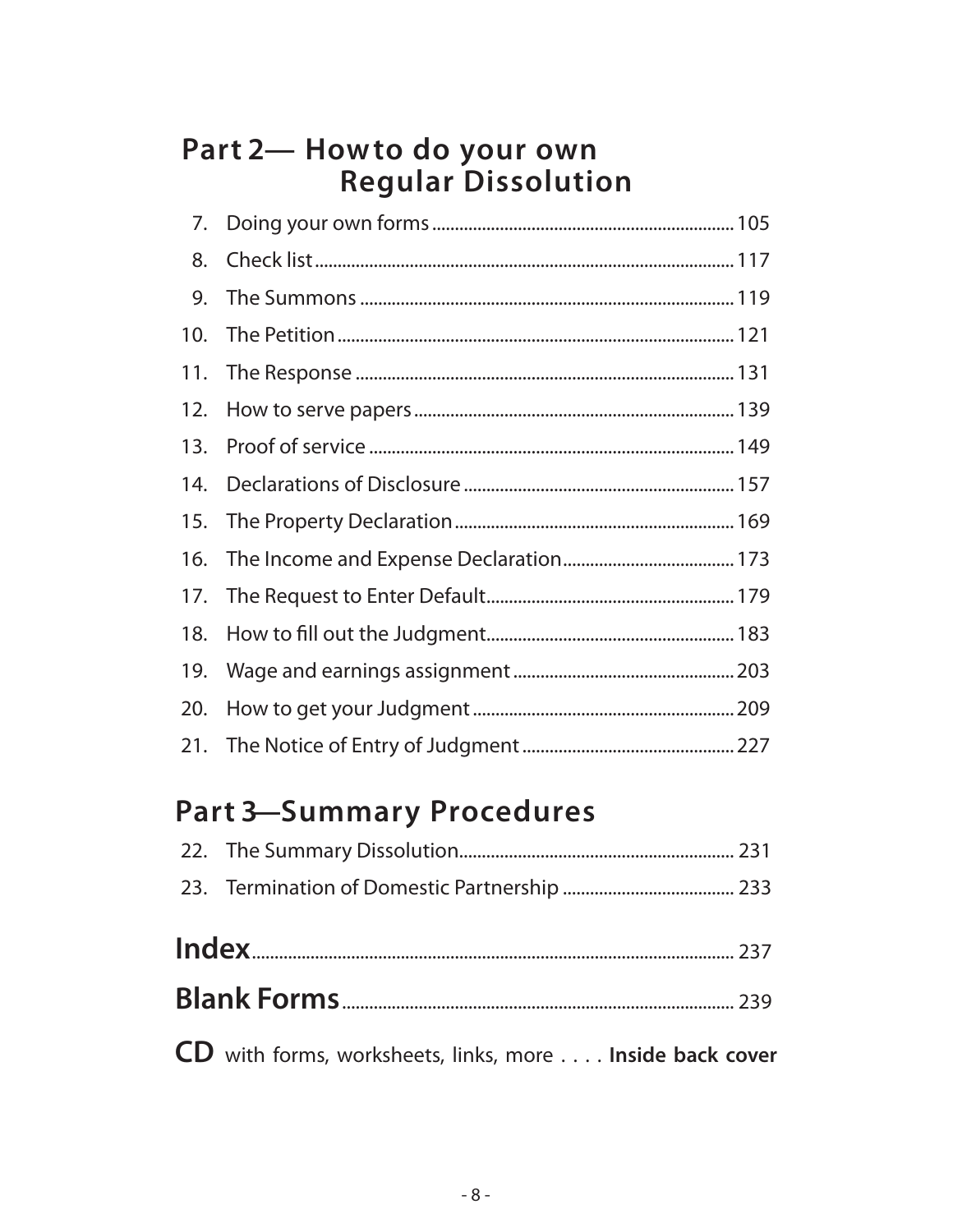## Part 2— How to do your own Regular Dissolution

| | | |
|---|---|---|
| 7. | Doing your own forms | 105 |
| 8. | Check list | 117 |
| 9. | The Summons | 119 |
| 10. | The Petition | 121 |
| 11. | The Response | 131 |
| 12. | How to serve papers | 139 |
| 13. | Proof of service | 149 |
| 14. | Declarations of Disclosure | 157 |
| 15. | The Property Declaration | 169 |
| 16. | The Income and Expense Declaration | 173 |
| 17. | The Request to Enter Default | 179 |
| 18. | How to fill out the Judgment | 183 |
| 19. | Wage and earnings assignment | 203 |
| 20. | How to get your Judgment | 209 |
| 21. | The Notice of Entry of Judgment | 227 |

## Part 3—Summary Procedures

| | | |
|---|---|---|
| 22. | The Summary Dissolution | 231 |
| 23. | Termination of Domestic Partnership | 233 |

## Index ........ 237

## Blank Forms ........ 239

**CD** with forms, worksheets, links, more . . . . **Inside back cover**